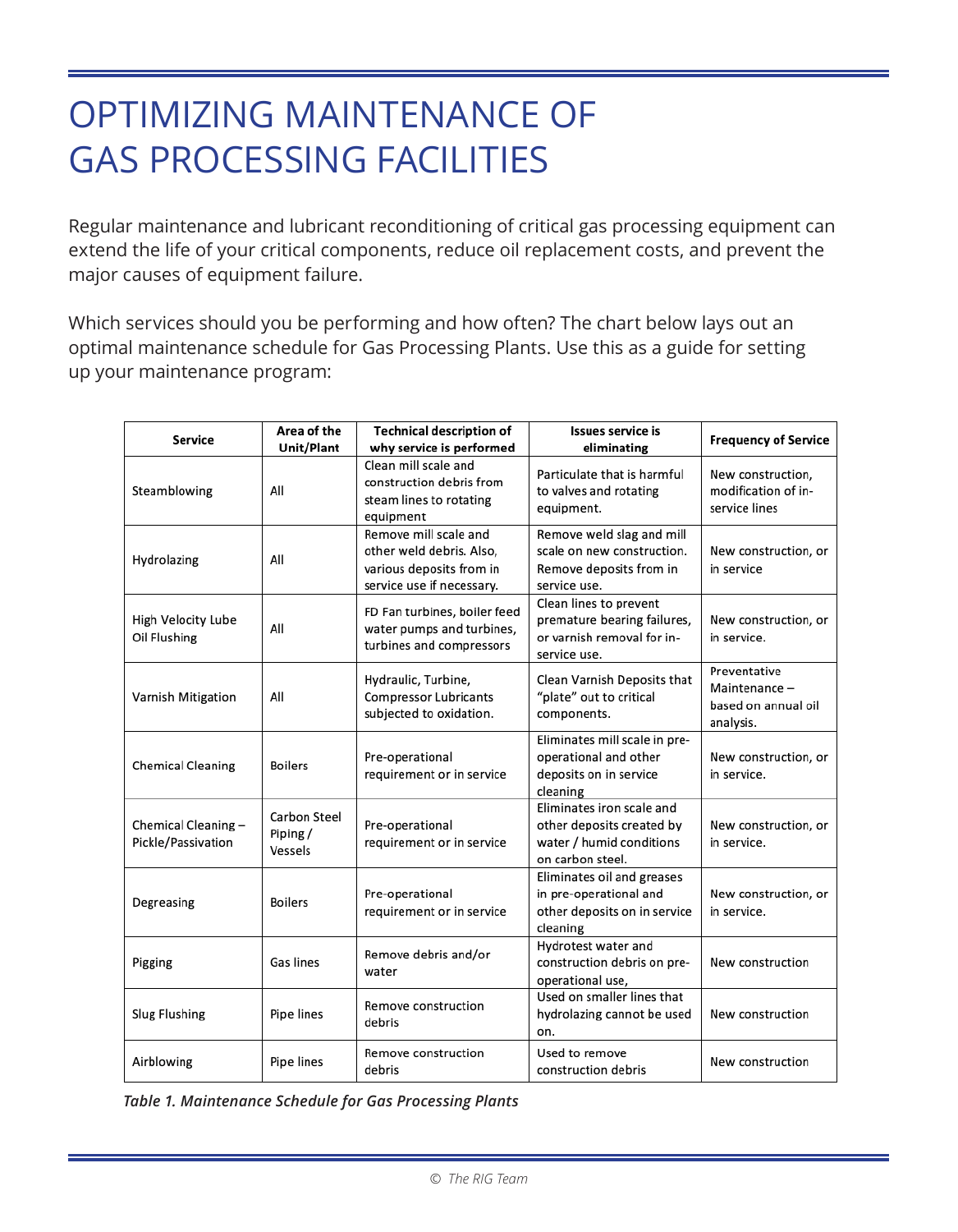# OPTIMIZING MAINTENANCE OF GAS PROCESSING FACILITIES

Regular maintenance and lubricant reconditioning of critical gas processing equipment can extend the life of your critical components, reduce oil replacement costs, and prevent the major causes of equipment failure.

Which services should you be performing and how often? The chart below lays out an optimal maintenance schedule for Gas Processing Plants. Use this as a guide for setting up your maintenance program:

| Service | Area of the Unit/Plant | Technical description of why service is performed | Issues service is eliminating | Frequency of Service |
|---|---|---|---|---|
| Steamblowing | All | Clean mill scale and construction debris from steam lines to rotating equipment | Particulate that is harmful to valves and rotating equipment. | New construction, modification of in-service lines |
| Hydrolazing | All | Remove mill scale and other weld debris. Also, various deposits from in service use if necessary. | Remove weld slag and mill scale on new construction. Remove deposits from in service use. | New construction, or in service |
| High Velocity Lube Oil Flushing | All | FD Fan turbines, boiler feed water pumps and turbines, turbines and compressors | Clean lines to prevent premature bearing failures, or varnish removal for in-service use. | New construction, or in service. |
| Varnish Mitigation | All | Hydraulic, Turbine, Compressor Lubricants subjected to oxidation. | Clean Varnish Deposits that "plate" out to critical components. | Preventative Maintenance – based on annual oil analysis. |
| Chemical Cleaning | Boilers | Pre-operational requirement or in service | Eliminates mill scale in pre-operational and other deposits on in service cleaning | New construction, or in service. |
| Chemical Cleaning – Pickle/Passivation | Carbon Steel Piping / Vessels | Pre-operational requirement or in service | Eliminates iron scale and other deposits created by water / humid conditions on carbon steel. | New construction, or in service. |
| Degreasing | Boilers | Pre-operational requirement or in service | Eliminates oil and greases in pre-operational and other deposits on in service cleaning | New construction, or in service. |
| Pigging | Gas lines | Remove debris and/or water | Hydrotest water and construction debris on pre-operational use, | New construction |
| Slug Flushing | Pipe lines | Remove construction debris | Used on smaller lines that hydrolazing cannot be used on. | New construction |
| Airblowing | Pipe lines | Remove construction debris | Used to remove construction debris | New construction |

*Table 1. Maintenance Schedule for Gas Processing Plants*

© *The RIG Team*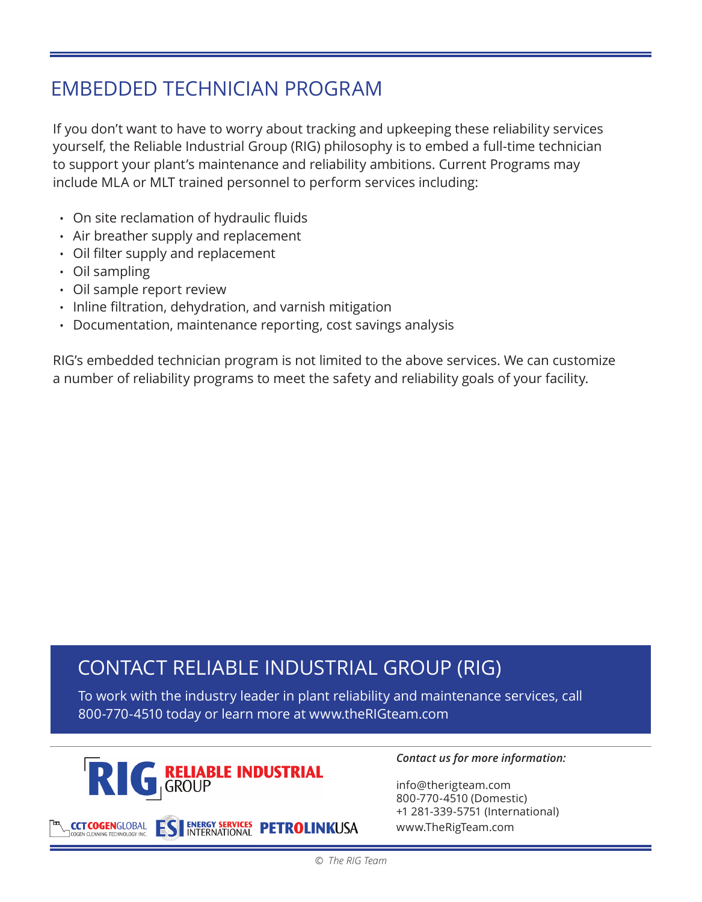## EMBEDDED TECHNICIAN PROGRAM

If you don't want to have to worry about tracking and upkeeping these reliability services yourself, the Reliable Industrial Group (RIG) philosophy is to embed a full-time technician to support your plant's maintenance and reliability ambitions. Current Programs may include MLA or MLT trained personnel to perform services including:

- On site reclamation of hydraulic fluids
- Air breather supply and replacement
- Oil filter supply and replacement
- Oil sampling
- Oil sample report review
- Inline filtration, dehydration, and varnish mitigation
- Documentation, maintenance reporting, cost savings analysis

RIG's embedded technician program is not limited to the above services. We can customize a number of reliability programs to meet the safety and reliability goals of your facility.

## CONTACT RELIABLE INDUSTRIAL GROUP (RIG)

To work with the industry leader in plant reliability and maintenance services, call 800-770-4510 today or learn more at www.theRIGteam.com

RIG RELIABLE INDUSTRIAL GROUP

CCT COGENGLOBAL COGEN CLEANING TECHNOLOGY INC. ESI ENERGY SERVICES INTERNATIONAL PETROLINKUSA

***Contact us for more information:***

info@therigteam.com
800-770-4510 (Domestic)
+1 281-339-5751 (International)
www.TheRigTeam.com

*© The RIG Team*